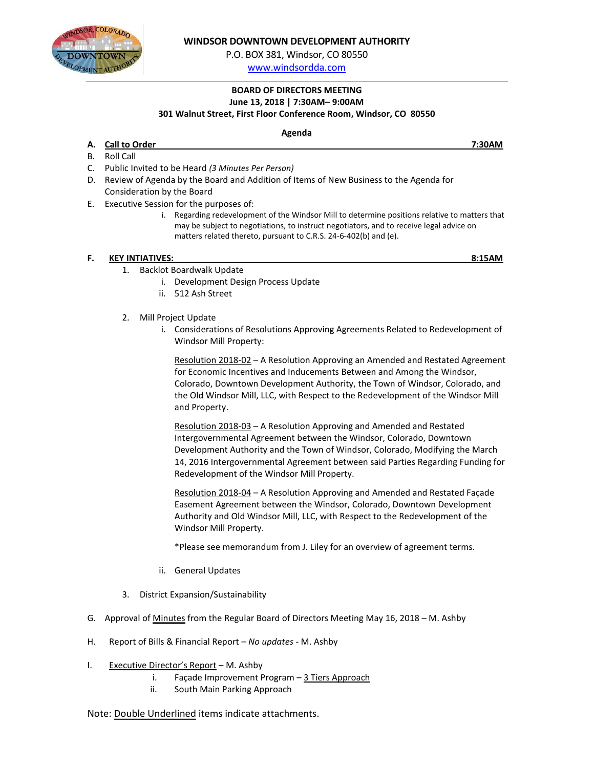**WINDSOR DOWNTOWN DEVELOPMENT AUTHORITY**

P.O. BOX 381, Windsor, CO 80550

www.windsordda.com

**BOARD OF DIRECTORS MEETING**
**June 13, 2018 | 7:30AM– 9:00AM**
**301 Walnut Street, First Floor Conference Room, Windsor, CO 80550**

**Agenda**

**A. Call to Order** **7:30AM**

B. Roll Call

C. Public Invited to be Heard *(3 Minutes Per Person)*

D. Review of Agenda by the Board and Addition of Items of New Business to the Agenda for Consideration by the Board

E. Executive Session for the purposes of:

  i. Regarding redevelopment of the Windsor Mill to determine positions relative to matters that may be subject to negotiations, to instruct negotiators, and to receive legal advice on matters related thereto, pursuant to C.R.S. 24-6-402(b) and (e).

**F. KEY INTIATIVES:** **8:15AM**

1. Backlot Boardwalk Update
   i. Development Design Process Update
   ii. 512 Ash Street

2. Mill Project Update
   i. Considerations of Resolutions Approving Agreements Related to Redevelopment of Windsor Mill Property:

      Resolution 2018-02 – A Resolution Approving an Amended and Restated Agreement for Economic Incentives and Inducements Between and Among the Windsor, Colorado, Downtown Development Authority, the Town of Windsor, Colorado, and the Old Windsor Mill, LLC, with Respect to the Redevelopment of the Windsor Mill and Property.

      Resolution 2018-03 – A Resolution Approving and Amended and Restated Intergovernmental Agreement between the Windsor, Colorado, Downtown Development Authority and the Town of Windsor, Colorado, Modifying the March 14, 2016 Intergovernmental Agreement between said Parties Regarding Funding for Redevelopment of the Windsor Mill Property.

      Resolution 2018-04 – A Resolution Approving and Amended and Restated Façade Easement Agreement between the Windsor, Colorado, Downtown Development Authority and Old Windsor Mill, LLC, with Respect to the Redevelopment of the Windsor Mill Property.

      *Please see memorandum from J. Liley for an overview of agreement terms.

   ii. General Updates

3. District Expansion/Sustainability

G. Approval of Minutes from the Regular Board of Directors Meeting May 16, 2018 – M. Ashby

H. Report of Bills & Financial Report – *No updates* - M. Ashby

I. Executive Director's Report – M. Ashby
   i. Façade Improvement Program – 3 Tiers Approach
   ii. South Main Parking Approach

Note: Double Underlined items indicate attachments.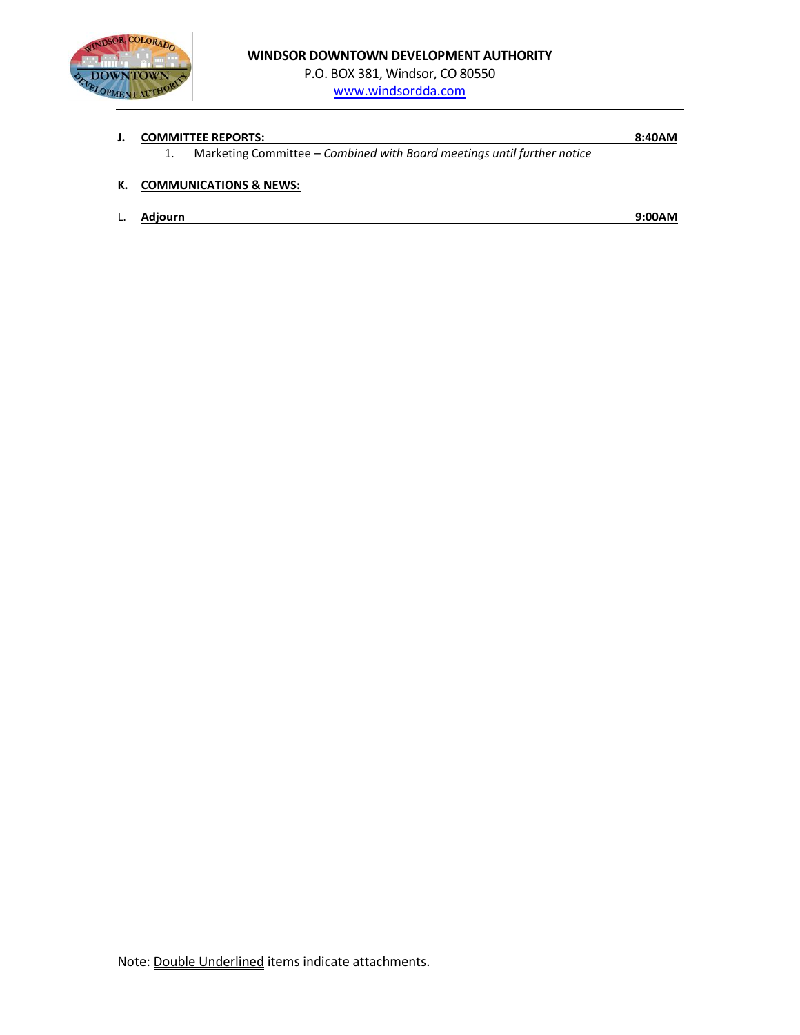**WINDSOR DOWNTOWN DEVELOPMENT AUTHORITY**
P.O. BOX 381, Windsor, CO 80550
www.windsordda.com

**J. COMMITTEE REPORTS:** **8:40AM**

1. Marketing Committee – *Combined with Board meetings until further notice*

**K. COMMUNICATIONS & NEWS:**

L. **Adjourn** **9:00AM**

Note: Double Underlined items indicate attachments.